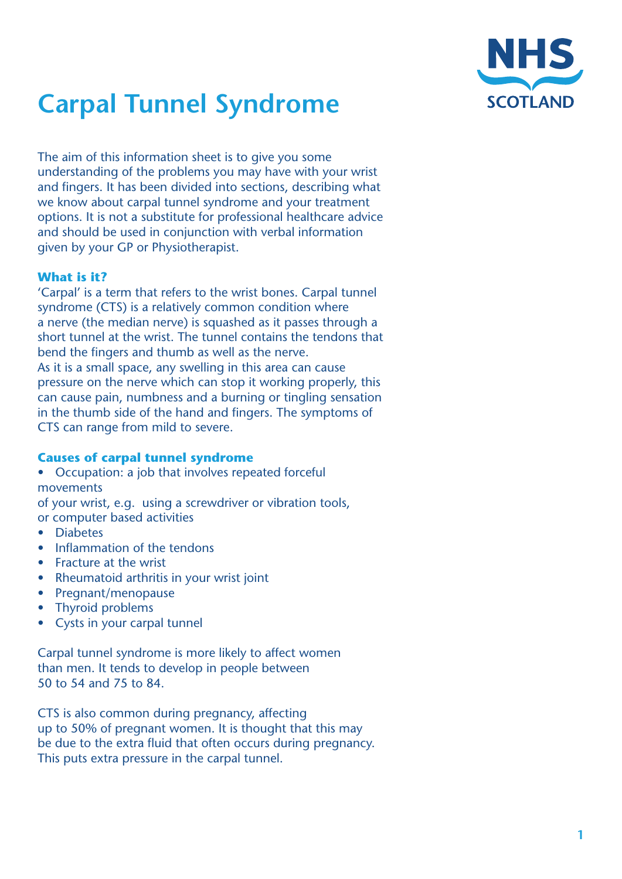# Carpal Tunnel Syndrome

The aim of this information sheet is to give you some understanding of the problems you may have with your wrist and fingers. It has been divided into sections, describing what we know about carpal tunnel syndrome and your treatment options. It is not a substitute for professional healthcare advice and should be used in conjunction with verbal information given by your GP or Physiotherapist.

### What is it?

'Carpal' is a term that refers to the wrist bones. Carpal tunnel syndrome (CTS) is a relatively common condition where a nerve (the median nerve) is squashed as it passes through a short tunnel at the wrist. The tunnel contains the tendons that bend the fingers and thumb as well as the nerve.
As it is a small space, any swelling in this area can cause pressure on the nerve which can stop it working properly, this can cause pain, numbness and a burning or tingling sensation in the thumb side of the hand and fingers. The symptoms of CTS can range from mild to severe.

### Causes of carpal tunnel syndrome

- Occupation: a job that involves repeated forceful movements of your wrist, e.g. using a screwdriver or vibration tools, or computer based activities
- Diabetes
- Inflammation of the tendons
- Fracture at the wrist
- Rheumatoid arthritis in your wrist joint
- Pregnant/menopause
- Thyroid problems
- Cysts in your carpal tunnel

Carpal tunnel syndrome is more likely to affect women than men. It tends to develop in people between 50 to 54 and 75 to 84.

CTS is also common during pregnancy, affecting up to 50% of pregnant women. It is thought that this may be due to the extra fluid that often occurs during pregnancy. This puts extra pressure in the carpal tunnel.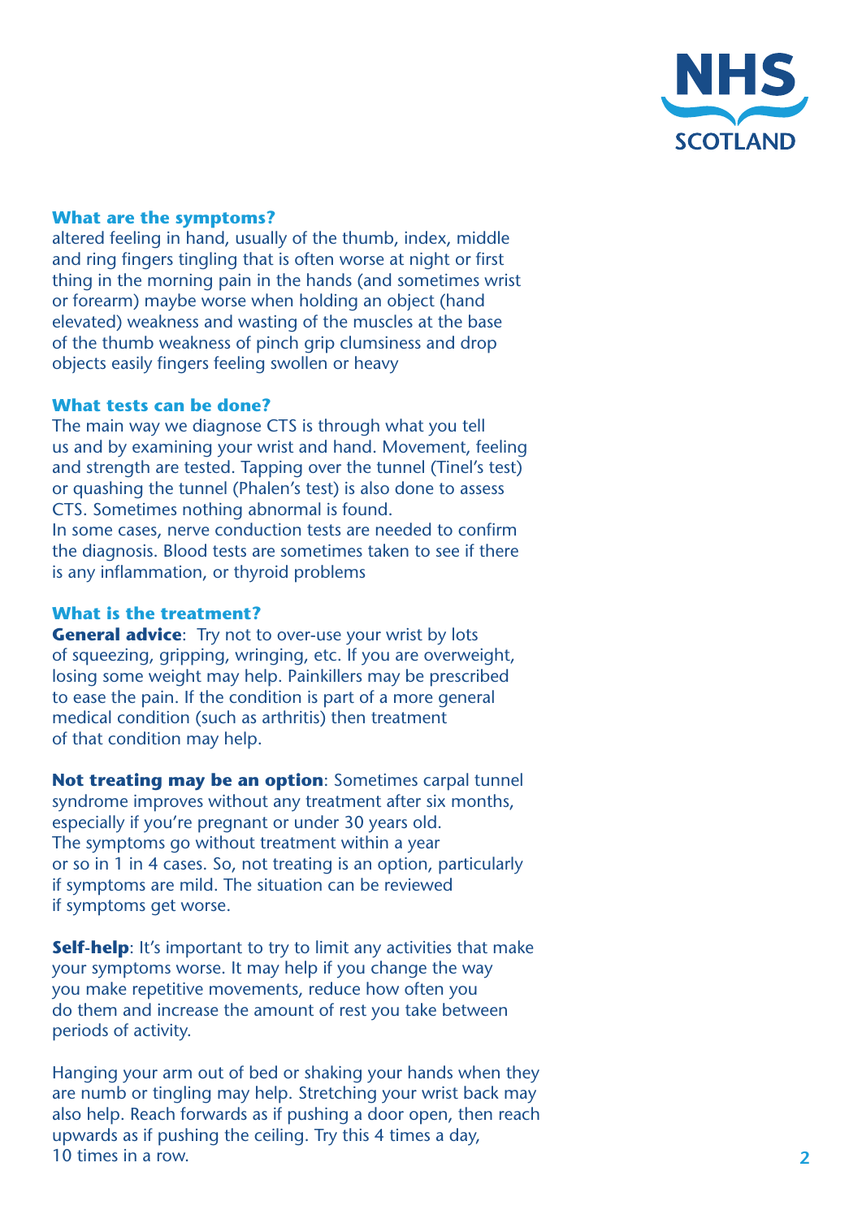### What are the symptoms?

altered feeling in hand, usually of the thumb, index, middle and ring fingers tingling that is often worse at night or first thing in the morning pain in the hands (and sometimes wrist or forearm) maybe worse when holding an object (hand elevated) weakness and wasting of the muscles at the base of the thumb weakness of pinch grip clumsiness and drop objects easily fingers feeling swollen or heavy

### What tests can be done?

The main way we diagnose CTS is through what you tell us and by examining your wrist and hand. Movement, feeling and strength are tested. Tapping over the tunnel (Tinel's test) or quashing the tunnel (Phalen's test) is also done to assess CTS. Sometimes nothing abnormal is found.
In some cases, nerve conduction tests are needed to confirm the diagnosis. Blood tests are sometimes taken to see if there is any inflammation, or thyroid problems

### What is the treatment?

**General advice**: Try not to over-use your wrist by lots of squeezing, gripping, wringing, etc. If you are overweight, losing some weight may help. Painkillers may be prescribed to ease the pain. If the condition is part of a more general medical condition (such as arthritis) then treatment of that condition may help.

**Not treating may be an option**: Sometimes carpal tunnel syndrome improves without any treatment after six months, especially if you're pregnant or under 30 years old. The symptoms go without treatment within a year or so in 1 in 4 cases. So, not treating is an option, particularly if symptoms are mild. The situation can be reviewed if symptoms get worse.

**Self-help**: It's important to try to limit any activities that make your symptoms worse. It may help if you change the way you make repetitive movements, reduce how often you do them and increase the amount of rest you take between periods of activity.

Hanging your arm out of bed or shaking your hands when they are numb or tingling may help. Stretching your wrist back may also help. Reach forwards as if pushing a door open, then reach upwards as if pushing the ceiling. Try this 4 times a day, 10 times in a row.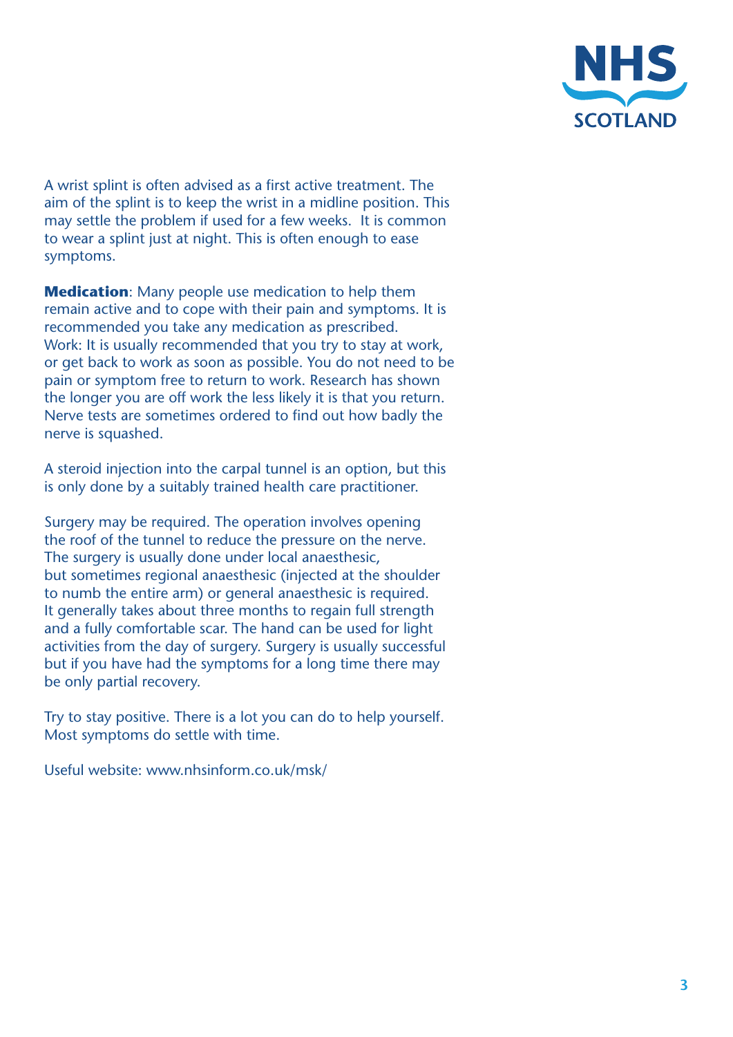A wrist splint is often advised as a first active treatment. The aim of the splint is to keep the wrist in a midline position. This may settle the problem if used for a few weeks. It is common to wear a splint just at night. This is often enough to ease symptoms.

**Medication**: Many people use medication to help them remain active and to cope with their pain and symptoms. It is recommended you take any medication as prescribed.
Work: It is usually recommended that you try to stay at work, or get back to work as soon as possible. You do not need to be pain or symptom free to return to work. Research has shown the longer you are off work the less likely it is that you return.
Nerve tests are sometimes ordered to find out how badly the nerve is squashed.

A steroid injection into the carpal tunnel is an option, but this is only done by a suitably trained health care practitioner.

Surgery may be required. The operation involves opening the roof of the tunnel to reduce the pressure on the nerve. The surgery is usually done under local anaesthesic, but sometimes regional anaesthesic (injected at the shoulder to numb the entire arm) or general anaesthesic is required. It generally takes about three months to regain full strength and a fully comfortable scar. The hand can be used for light activities from the day of surgery. Surgery is usually successful but if you have had the symptoms for a long time there may be only partial recovery.

Try to stay positive. There is a lot you can do to help yourself. Most symptoms do settle with time.

Useful website: www.nhsinform.co.uk/msk/